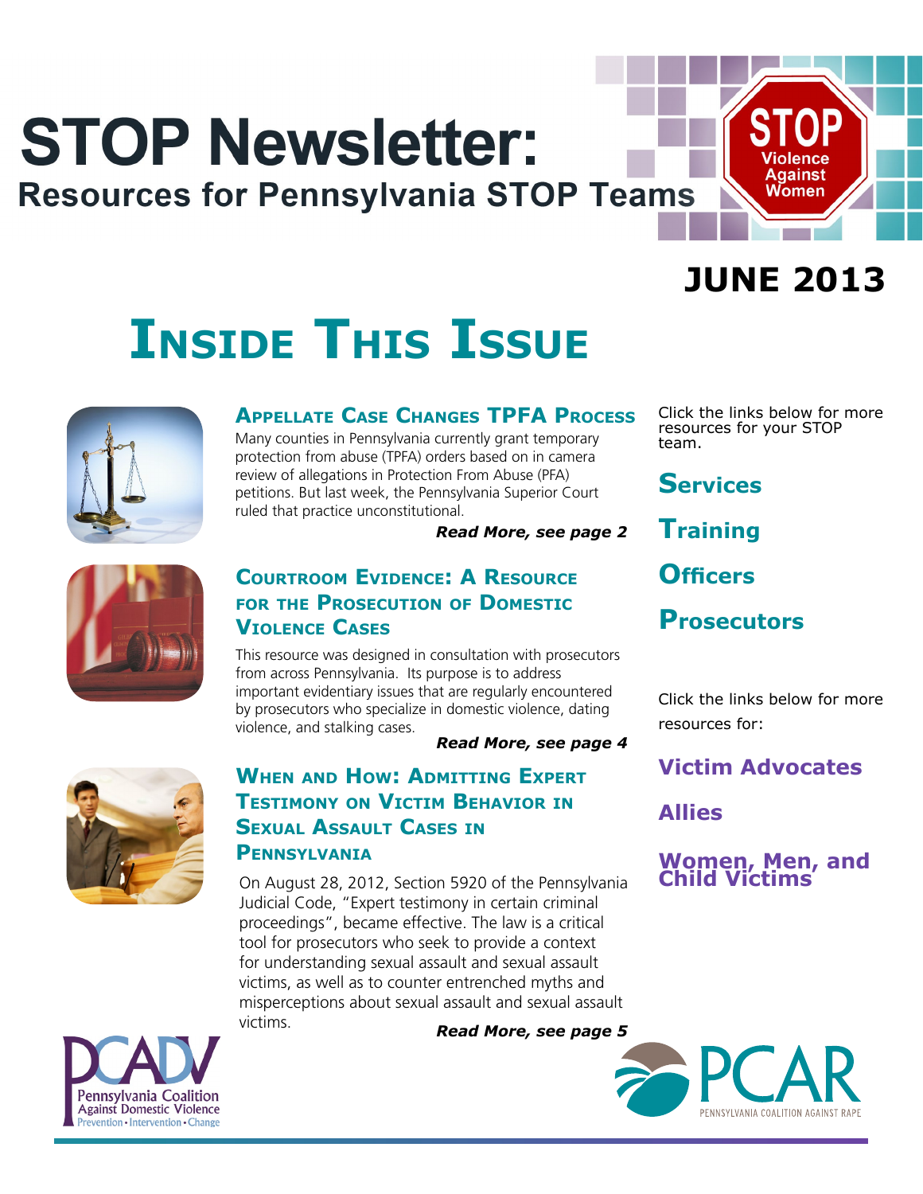# STOP Newsletter:

## Resources for Pennsylvania STOP Teams

STOP Violence Against Women

**JUNE 2013**

# Inside This Issue

### Appellate Case Changes TPFA Process

Many counties in Pennsylvania currently grant temporary protection from abuse (TPFA) orders based on in camera review of allegations in Protection From Abuse (PFA) petitions. But last week, the Pennsylvania Superior Court ruled that practice unconstitutional.

***Read More, see page 2***

### Courtroom Evidence: A Resource for the Prosecution of Domestic Violence Cases

This resource was designed in consultation with prosecutors from across Pennsylvania. Its purpose is to address important evidentiary issues that are regularly encountered by prosecutors who specialize in domestic violence, dating violence, and stalking cases.

***Read More, see page 4***

### When and How: Admitting Expert Testimony on Victim Behavior in Sexual Assault Cases in Pennsylvania

On August 28, 2012, Section 5920 of the Pennsylvania Judicial Code, "Expert testimony in certain criminal proceedings", became effective. The law is a critical tool for prosecutors who seek to provide a context for understanding sexual assault and sexual assault victims, as well as to counter entrenched myths and misperceptions about sexual assault and sexual assault victims.

***Read More, see page 5***

Click the links below for more resources for your STOP team.

**Services**

**Training**

**Officers**

**Prosecutors**

Click the links below for more resources for:

**Victim Advocates**

**Allies**

**Women, Men, and Child Victims**

PCADV Pennsylvania Coalition Against Domestic Violence Prevention • Intervention • Change

PCAR PENNSYLVANIA COALITION AGAINST RAPE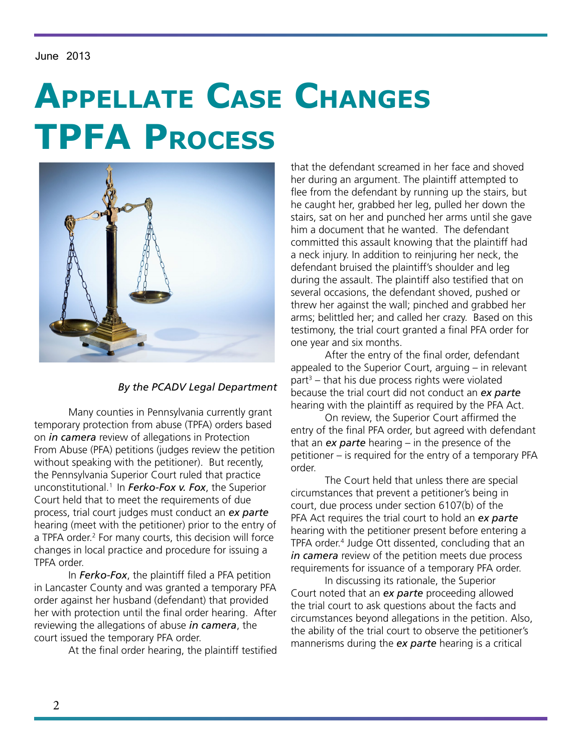June 2013

# Appellate Case Changes TPFA Process

*By the PCADV Legal Department*

Many counties in Pennsylvania currently grant temporary protection from abuse (TPFA) orders based on ***in camera*** review of allegations in Protection From Abuse (PFA) petitions (judges review the petition without speaking with the petitioner). But recently, the Pennsylvania Superior Court ruled that practice unconstitutional.[1] In ***Ferko-Fox v. Fox***, the Superior Court held that to meet the requirements of due process, trial court judges must conduct an ***ex parte*** hearing (meet with the petitioner) prior to the entry of a TPFA order.[2] For many courts, this decision will force changes in local practice and procedure for issuing a TPFA order.

In ***Ferko-Fox***, the plaintiff filed a PFA petition in Lancaster County and was granted a temporary PFA order against her husband (defendant) that provided her with protection until the final order hearing. After reviewing the allegations of abuse ***in camera***, the court issued the temporary PFA order.

At the final order hearing, the plaintiff testified that the defendant screamed in her face and shoved her during an argument. The plaintiff attempted to flee from the defendant by running up the stairs, but he caught her, grabbed her leg, pulled her down the stairs, sat on her and punched her arms until she gave him a document that he wanted. The defendant committed this assault knowing that the plaintiff had a neck injury. In addition to reinjuring her neck, the defendant bruised the plaintiff's shoulder and leg during the assault. The plaintiff also testified that on several occasions, the defendant shoved, pushed or threw her against the wall; pinched and grabbed her arms; belittled her; and called her crazy. Based on this testimony, the trial court granted a final PFA order for one year and six months.

After the entry of the final order, defendant appealed to the Superior Court, arguing – in relevant part[3] – that his due process rights were violated because the trial court did not conduct an ***ex parte*** hearing with the plaintiff as required by the PFA Act.

On review, the Superior Court affirmed the entry of the final PFA order, but agreed with defendant that an ***ex parte*** hearing – in the presence of the petitioner – is required for the entry of a temporary PFA order.

The Court held that unless there are special circumstances that prevent a petitioner's being in court, due process under section 6107(b) of the PFA Act requires the trial court to hold an ***ex parte*** hearing with the petitioner present before entering a TPFA order.[4] Judge Ott dissented, concluding that an ***in camera*** review of the petition meets due process requirements for issuance of a temporary PFA order.

In discussing its rationale, the Superior Court noted that an ***ex parte*** proceeding allowed the trial court to ask questions about the facts and circumstances beyond allegations in the petition. Also, the ability of the trial court to observe the petitioner's mannerisms during the ***ex parte*** hearing is a critical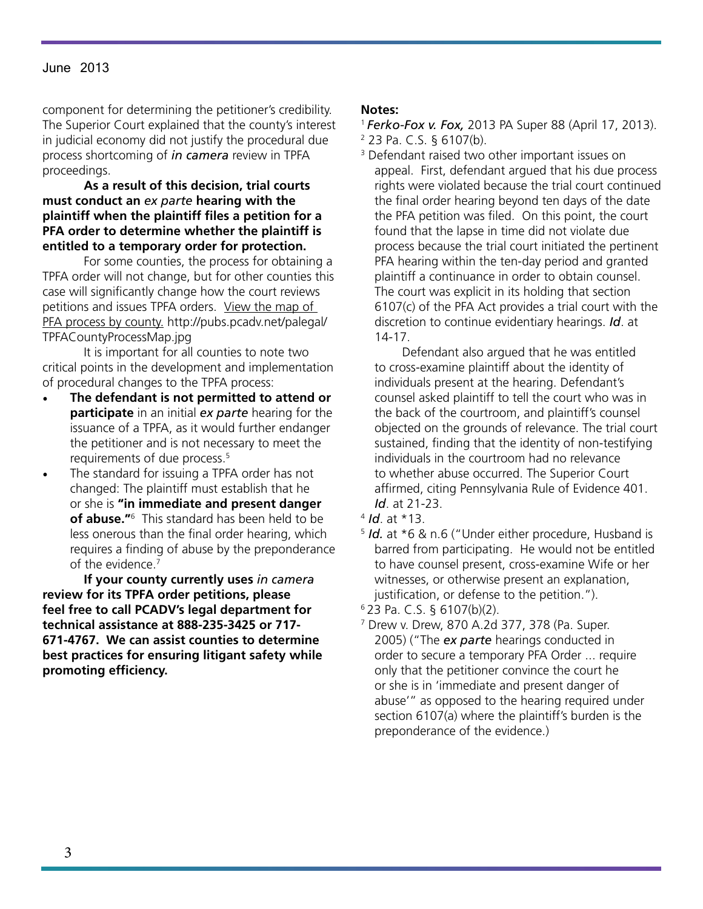component for determining the petitioner's credibility. The Superior Court explained that the county's interest in judicial economy did not justify the procedural due process shortcoming of ***in camera*** review in TPFA proceedings.

**As a result of this decision, trial courts must conduct an *ex parte* hearing with the plaintiff when the plaintiff files a petition for a PFA order to determine whether the plaintiff is entitled to a temporary order for protection.**

For some counties, the process for obtaining a TPFA order will not change, but for other counties this case will significantly change how the court reviews petitions and issues TPFA orders. View the map of PFA process by county. http://pubs.pcadv.net/palegal/TPFACountyProcessMap.jpg

It is important for all counties to note two critical points in the development and implementation of procedural changes to the TPFA process:

- **The defendant is not permitted to attend or participate** in an initial *ex parte* hearing for the issuance of a TPFA, as it would further endanger the petitioner and is not necessary to meet the requirements of due process.[5]
- The standard for issuing a TPFA order has not changed: The plaintiff must establish that he or she is **"in immediate and present danger of abuse."**[6] This standard has been held to be less onerous than the final order hearing, which requires a finding of abuse by the preponderance of the evidence.[7]

**If your county currently uses *in camera* review for its TPFA order petitions, please feel free to call PCADV's legal department for technical assistance at 888-235-3425 or 717-671-4767. We can assist counties to determine best practices for ensuring litigant safety while promoting efficiency.**

**Notes:**

[1] ***Ferko-Fox v. Fox,*** 2013 PA Super 88 (April 17, 2013).

[2] 23 Pa. C.S. § 6107(b).

[3] Defendant raised two other important issues on appeal. First, defendant argued that his due process rights were violated because the trial court continued the final order hearing beyond ten days of the date the PFA petition was filed. On this point, the court found that the lapse in time did not violate due process because the trial court initiated the pertinent PFA hearing within the ten-day period and granted plaintiff a continuance in order to obtain counsel. The court was explicit in its holding that section 6107(c) of the PFA Act provides a trial court with the discretion to continue evidentiary hearings. ***Id***. at 14-17.

Defendant also argued that he was entitled to cross-examine plaintiff about the identity of individuals present at the hearing. Defendant's counsel asked plaintiff to tell the court who was in the back of the courtroom, and plaintiff's counsel objected on the grounds of relevance. The trial court sustained, finding that the identity of non-testifying individuals in the courtroom had no relevance to whether abuse occurred. The Superior Court affirmed, citing Pennsylvania Rule of Evidence 401. ***Id***. at 21-23.

[4] ***Id***. at *13.

[5] ***Id.*** at *6 & n.6 ("Under either procedure, Husband is barred from participating. He would not be entitled to have counsel present, cross-examine Wife or her witnesses, or otherwise present an explanation, justification, or defense to the petition.").

[6] 23 Pa. C.S. § 6107(b)(2).

[7] Drew v. Drew, 870 A.2d 377, 378 (Pa. Super. 2005) ("The ***ex parte*** hearings conducted in order to secure a temporary PFA Order ... require only that the petitioner convince the court he or she is in 'immediate and present danger of abuse'" as opposed to the hearing required under section 6107(a) where the plaintiff's burden is the preponderance of the evidence.)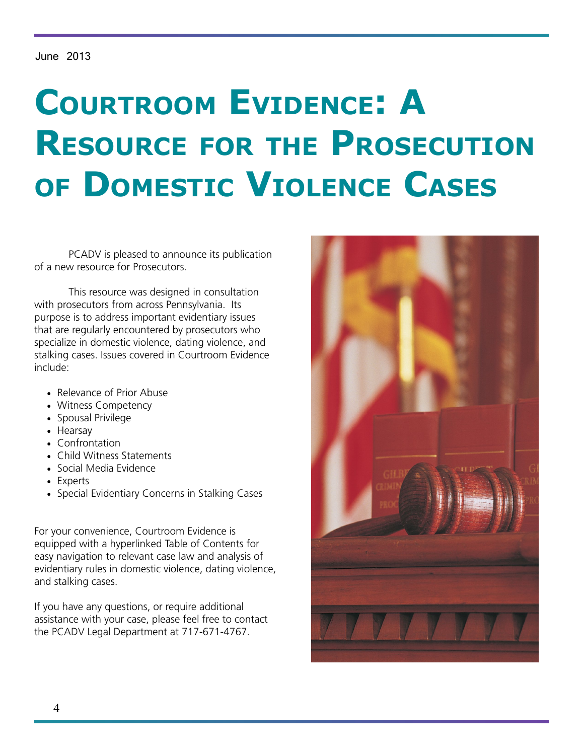June 2013

# Courtroom Evidence: A Resource for the Prosecution of Domestic Violence Cases

PCADV is pleased to announce its publication of a new resource for Prosecutors.

This resource was designed in consultation with prosecutors from across Pennsylvania. Its purpose is to address important evidentiary issues that are regularly encountered by prosecutors who specialize in domestic violence, dating violence, and stalking cases. Issues covered in Courtroom Evidence include:

- Relevance of Prior Abuse
- Witness Competency
- Spousal Privilege
- Hearsay
- Confrontation
- Child Witness Statements
- Social Media Evidence
- Experts
- Special Evidentiary Concerns in Stalking Cases

For your convenience, Courtroom Evidence is equipped with a hyperlinked Table of Contents for easy navigation to relevant case law and analysis of evidentiary rules in domestic violence, dating violence, and stalking cases.

If you have any questions, or require additional assistance with your case, please feel free to contact the PCADV Legal Department at 717-671-4767.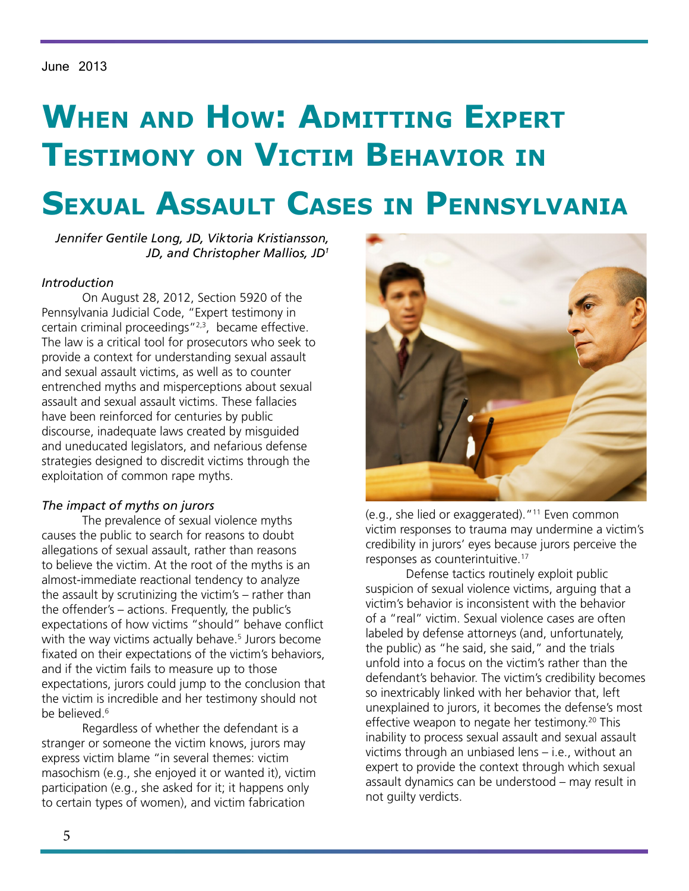June 2013

# When and How: Admitting Expert Testimony on Victim Behavior in Sexual Assault Cases in Pennsylvania

*Jennifer Gentile Long, JD, Viktoria Kristiansson, JD, and Christopher Mallios, JD*[1]

### *Introduction*

On August 28, 2012, Section 5920 of the Pennsylvania Judicial Code, "Expert testimony in certain criminal proceedings"[2,3], became effective. The law is a critical tool for prosecutors who seek to provide a context for understanding sexual assault and sexual assault victims, as well as to counter entrenched myths and misperceptions about sexual assault and sexual assault victims. These fallacies have been reinforced for centuries by public discourse, inadequate laws created by misguided and uneducated legislators, and nefarious defense strategies designed to discredit victims through the exploitation of common rape myths.

### *The impact of myths on jurors*

The prevalence of sexual violence myths causes the public to search for reasons to doubt allegations of sexual assault, rather than reasons to believe the victim. At the root of the myths is an almost-immediate reactional tendency to analyze the assault by scrutinizing the victim's – rather than the offender's – actions. Frequently, the public's expectations of how victims "should" behave conflict with the way victims actually behave.[5] Jurors become fixated on their expectations of the victim's behaviors, and if the victim fails to measure up to those expectations, jurors could jump to the conclusion that the victim is incredible and her testimony should not be believed.[6]

Regardless of whether the defendant is a stranger or someone the victim knows, jurors may express victim blame "in several themes: victim masochism (e.g., she enjoyed it or wanted it), victim participation (e.g., she asked for it; it happens only to certain types of women), and victim fabrication (e.g., she lied or exaggerated)."[11] Even common victim responses to trauma may undermine a victim's credibility in jurors' eyes because jurors perceive the responses as counterintuitive.[17]

Defense tactics routinely exploit public suspicion of sexual violence victims, arguing that a victim's behavior is inconsistent with the behavior of a "real" victim. Sexual violence cases are often labeled by defense attorneys (and, unfortunately, the public) as "he said, she said," and the trials unfold into a focus on the victim's rather than the defendant's behavior. The victim's credibility becomes so inextricably linked with her behavior that, left unexplained to jurors, it becomes the defense's most effective weapon to negate her testimony.[20] This inability to process sexual assault and sexual assault victims through an unbiased lens – i.e., without an expert to provide the context through which sexual assault dynamics can be understood – may result in not guilty verdicts.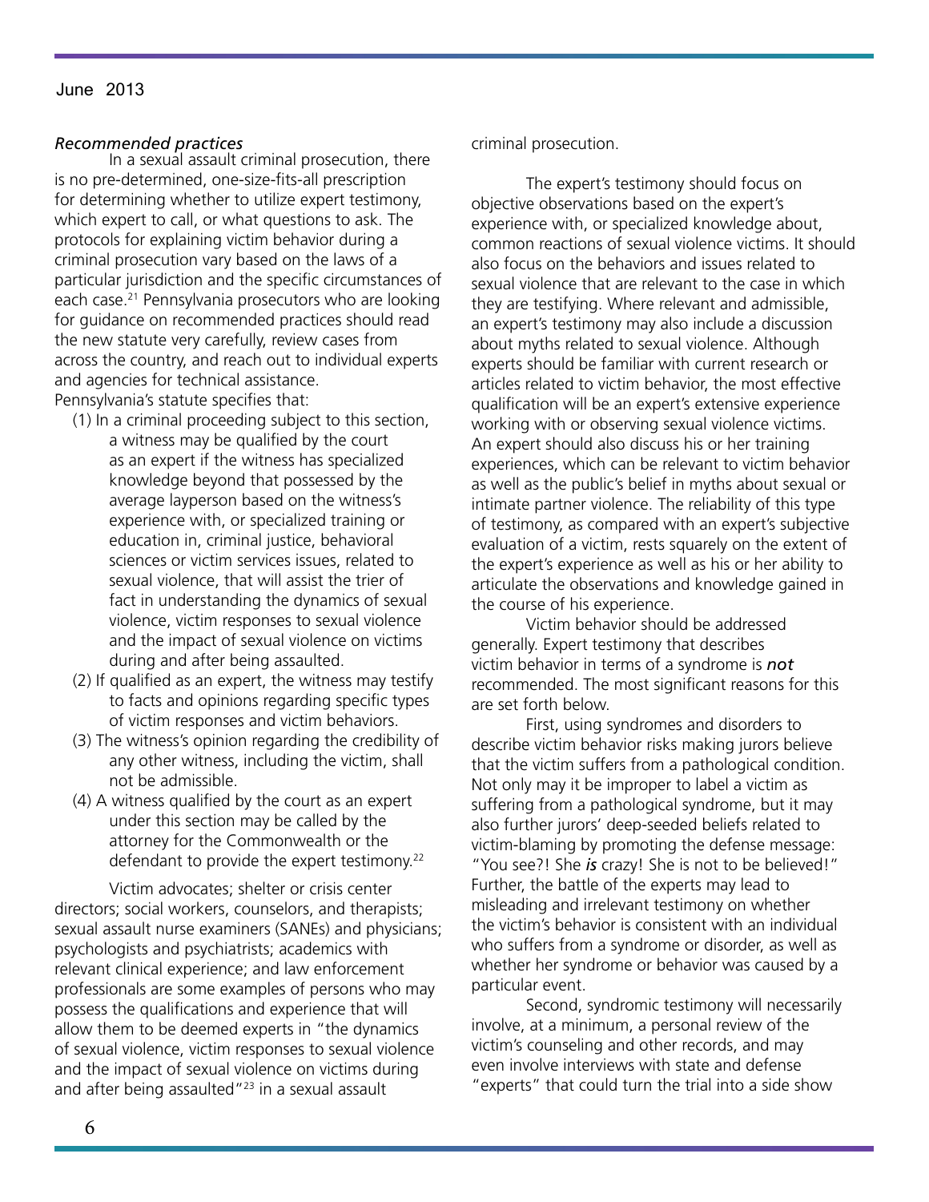*Recommended practices*

In a sexual assault criminal prosecution, there is no pre-determined, one-size-fits-all prescription for determining whether to utilize expert testimony, which expert to call, or what questions to ask. The protocols for explaining victim behavior during a criminal prosecution vary based on the laws of a particular jurisdiction and the specific circumstances of each case.[21] Pennsylvania prosecutors who are looking for guidance on recommended practices should read the new statute very carefully, review cases from across the country, and reach out to individual experts and agencies for technical assistance.

Pennsylvania's statute specifies that:

(1) In a criminal proceeding subject to this section, a witness may be qualified by the court as an expert if the witness has specialized knowledge beyond that possessed by the average layperson based on the witness's experience with, or specialized training or education in, criminal justice, behavioral sciences or victim services issues, related to sexual violence, that will assist the trier of fact in understanding the dynamics of sexual violence, victim responses to sexual violence and the impact of sexual violence on victims during and after being assaulted.

(2) If qualified as an expert, the witness may testify to facts and opinions regarding specific types of victim responses and victim behaviors.

(3) The witness's opinion regarding the credibility of any other witness, including the victim, shall not be admissible.

(4) A witness qualified by the court as an expert under this section may be called by the attorney for the Commonwealth or the defendant to provide the expert testimony.[22]

Victim advocates; shelter or crisis center directors; social workers, counselors, and therapists; sexual assault nurse examiners (SANEs) and physicians; psychologists and psychiatrists; academics with relevant clinical experience; and law enforcement professionals are some examples of persons who may possess the qualifications and experience that will allow them to be deemed experts in "the dynamics of sexual violence, victim responses to sexual violence and the impact of sexual violence on victims during and after being assaulted"[23] in a sexual assault criminal prosecution.

The expert's testimony should focus on objective observations based on the expert's experience with, or specialized knowledge about, common reactions of sexual violence victims. It should also focus on the behaviors and issues related to sexual violence that are relevant to the case in which they are testifying. Where relevant and admissible, an expert's testimony may also include a discussion about myths related to sexual violence. Although experts should be familiar with current research or articles related to victim behavior, the most effective qualification will be an expert's extensive experience working with or observing sexual violence victims. An expert should also discuss his or her training experiences, which can be relevant to victim behavior as well as the public's belief in myths about sexual or intimate partner violence. The reliability of this type of testimony, as compared with an expert's subjective evaluation of a victim, rests squarely on the extent of the expert's experience as well as his or her ability to articulate the observations and knowledge gained in the course of his experience.

Victim behavior should be addressed generally. Expert testimony that describes victim behavior in terms of a syndrome is ***not*** recommended. The most significant reasons for this are set forth below.

First, using syndromes and disorders to describe victim behavior risks making jurors believe that the victim suffers from a pathological condition. Not only may it be improper to label a victim as suffering from a pathological syndrome, but it may also further jurors' deep-seeded beliefs related to victim-blaming by promoting the defense message: "You see?! She ***is*** crazy! She is not to be believed!" Further, the battle of the experts may lead to misleading and irrelevant testimony on whether the victim's behavior is consistent with an individual who suffers from a syndrome or disorder, as well as whether her syndrome or behavior was caused by a particular event.

Second, syndromic testimony will necessarily involve, at a minimum, a personal review of the victim's counseling and other records, and may even involve interviews with state and defense "experts" that could turn the trial into a side show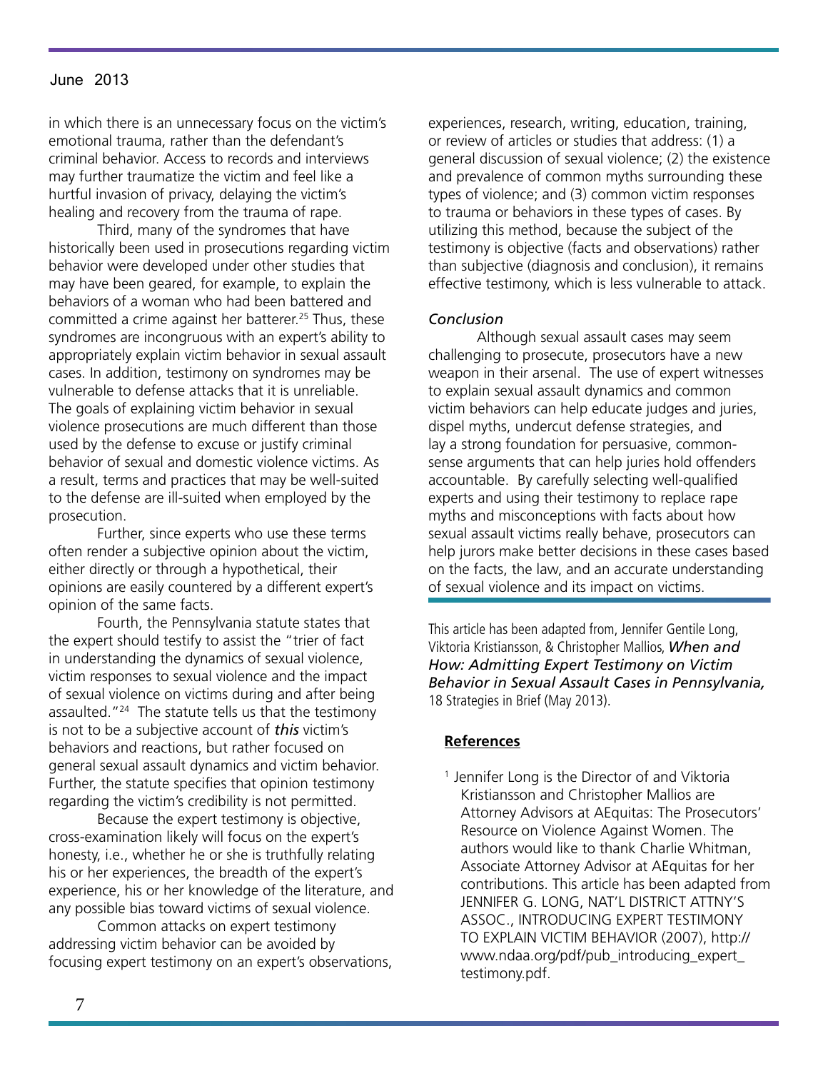in which there is an unnecessary focus on the victim's emotional trauma, rather than the defendant's criminal behavior. Access to records and interviews may further traumatize the victim and feel like a hurtful invasion of privacy, delaying the victim's healing and recovery from the trauma of rape.

Third, many of the syndromes that have historically been used in prosecutions regarding victim behavior were developed under other studies that may have been geared, for example, to explain the behaviors of a woman who had been battered and committed a crime against her batterer.[25] Thus, these syndromes are incongruous with an expert's ability to appropriately explain victim behavior in sexual assault cases. In addition, testimony on syndromes may be vulnerable to defense attacks that it is unreliable. The goals of explaining victim behavior in sexual violence prosecutions are much different than those used by the defense to excuse or justify criminal behavior of sexual and domestic violence victims. As a result, terms and practices that may be well-suited to the defense are ill-suited when employed by the prosecution.

Further, since experts who use these terms often render a subjective opinion about the victim, either directly or through a hypothetical, their opinions are easily countered by a different expert's opinion of the same facts.

Fourth, the Pennsylvania statute states that the expert should testify to assist the "trier of fact in understanding the dynamics of sexual violence, victim responses to sexual violence and the impact of sexual violence on victims during and after being assaulted."[24] The statute tells us that the testimony is not to be a subjective account of ***this*** victim's behaviors and reactions, but rather focused on general sexual assault dynamics and victim behavior. Further, the statute specifies that opinion testimony regarding the victim's credibility is not permitted.

Because the expert testimony is objective, cross-examination likely will focus on the expert's honesty, i.e., whether he or she is truthfully relating his or her experiences, the breadth of the expert's experience, his or her knowledge of the literature, and any possible bias toward victims of sexual violence.

Common attacks on expert testimony addressing victim behavior can be avoided by focusing expert testimony on an expert's observations, experiences, research, writing, education, training, or review of articles or studies that address: (1) a general discussion of sexual violence; (2) the existence and prevalence of common myths surrounding these types of violence; and (3) common victim responses to trauma or behaviors in these types of cases. By utilizing this method, because the subject of the testimony is objective (facts and observations) rather than subjective (diagnosis and conclusion), it remains effective testimony, which is less vulnerable to attack.

*Conclusion*

Although sexual assault cases may seem challenging to prosecute, prosecutors have a new weapon in their arsenal. The use of expert witnesses to explain sexual assault dynamics and common victim behaviors can help educate judges and juries, dispel myths, undercut defense strategies, and lay a strong foundation for persuasive, common-sense arguments that can help juries hold offenders accountable. By carefully selecting well-qualified experts and using their testimony to replace rape myths and misconceptions with facts about how sexual assault victims really behave, prosecutors can help jurors make better decisions in these cases based on the facts, the law, and an accurate understanding of sexual violence and its impact on victims.

This article has been adapted from, Jennifer Gentile Long, Viktoria Kristiansson, & Christopher Mallios, ***When and How: Admitting Expert Testimony on Victim Behavior in Sexual Assault Cases in Pennsylvania,*** 18 Strategies in Brief (May 2013).

**References**

[1] Jennifer Long is the Director of and Viktoria Kristiansson and Christopher Mallios are Attorney Advisors at AEquitas: The Prosecutors' Resource on Violence Against Women. The authors would like to thank Charlie Whitman, Associate Attorney Advisor at AEquitas for her contributions. This article has been adapted from JENNIFER G. LONG, NAT'L DISTRICT ATTNY'S ASSOC., INTRODUCING EXPERT TESTIMONY TO EXPLAIN VICTIM BEHAVIOR (2007), http://www.ndaa.org/pdf/pub_introducing_expert_testimony.pdf.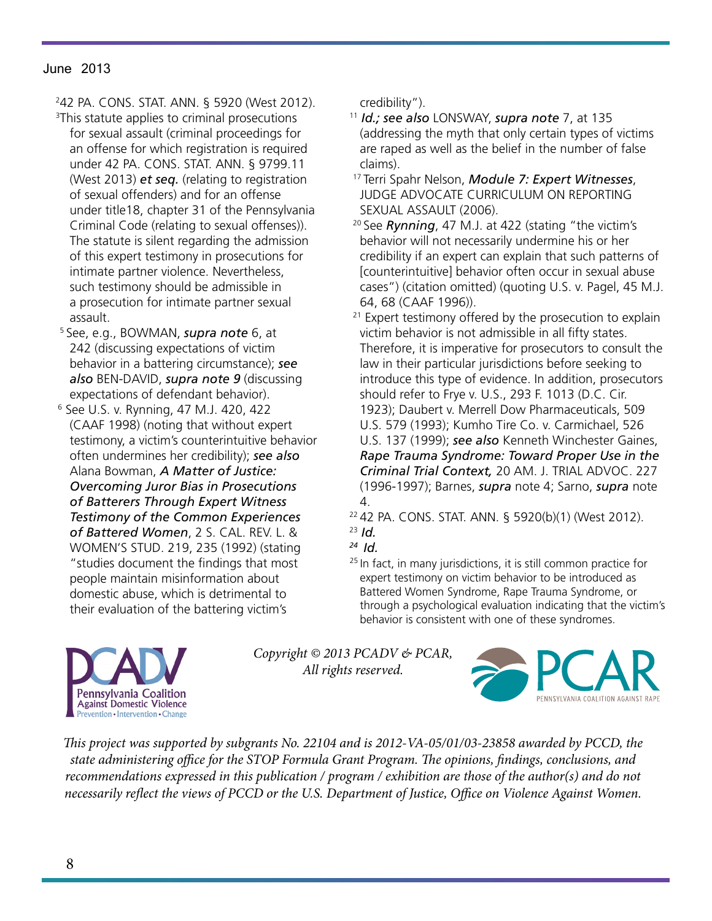[2]42 PA. CONS. STAT. ANN. § 5920 (West 2012).

[3]This statute applies to criminal prosecutions for sexual assault (criminal proceedings for an offense for which registration is required under 42 PA. CONS. STAT. ANN. § 9799.11 (West 2013) ***et seq.*** (relating to registration of sexual offenders) and for an offense under title18, chapter 31 of the Pennsylvania Criminal Code (relating to sexual offenses)). The statute is silent regarding the admission of this expert testimony in prosecutions for intimate partner violence. Nevertheless, such testimony should be admissible in a prosecution for intimate partner sexual assault.

[5] See, e.g., BOWMAN, ***supra note*** 6, at 242 (discussing expectations of victim behavior in a battering circumstance); ***see also*** BEN-DAVID, ***supra note 9*** (discussing expectations of defendant behavior).

[6] See U.S. v. Rynning, 47 M.J. 420, 422 (CAAF 1998) (noting that without expert testimony, a victim's counterintuitive behavior often undermines her credibility); ***see also*** Alana Bowman, ***A Matter of Justice: Overcoming Juror Bias in Prosecutions of Batterers Through Expert Witness Testimony of the Common Experiences of Battered Women***, 2 S. CAL. REV. L. & WOMEN'S STUD. 219, 235 (1992) (stating "studies document the findings that most people maintain misinformation about domestic abuse, which is detrimental to their evaluation of the battering victim's credibility").

[11] ***Id.; see also*** LONSWAY, ***supra note*** 7, at 135 (addressing the myth that only certain types of victims are raped as well as the belief in the number of false claims).

[17] Terri Spahr Nelson, ***Module 7: Expert Witnesses***, JUDGE ADVOCATE CURRICULUM ON REPORTING SEXUAL ASSAULT (2006).

[20] See ***Rynning***, 47 M.J. at 422 (stating "the victim's behavior will not necessarily undermine his or her credibility if an expert can explain that such patterns of [counterintuitive] behavior often occur in sexual abuse cases") (citation omitted) (quoting U.S. v. Pagel, 45 M.J. 64, 68 (CAAF 1996)).

[21] Expert testimony offered by the prosecution to explain victim behavior is not admissible in all fifty states. Therefore, it is imperative for prosecutors to consult the law in their particular jurisdictions before seeking to introduce this type of evidence. In addition, prosecutors should refer to Frye v. U.S., 293 F. 1013 (D.C. Cir. 1923); Daubert v. Merrell Dow Pharmaceuticals, 509 U.S. 579 (1993); Kumho Tire Co. v. Carmichael, 526 U.S. 137 (1999); ***see also*** Kenneth Winchester Gaines, ***Rape Trauma Syndrome: Toward Proper Use in the Criminal Trial Context,*** 20 AM. J. TRIAL ADVOC. 227 (1996-1997); Barnes, ***supra*** note 4; Sarno, ***supra*** note 4.

[22] 42 PA. CONS. STAT. ANN. § 5920(b)(1) (West 2012).

[23] ***Id.***

[24] ***Id.***

[25] In fact, in many jurisdictions, it is still common practice for expert testimony on victim behavior to be introduced as Battered Women Syndrome, Rape Trauma Syndrome, or through a psychological evaluation indicating that the victim's behavior is consistent with one of these syndromes.

Pennsylvania Coalition Against Domestic Violence
Prevention • Intervention • Change

*Copyright © 2013 PCADV & PCAR, All rights reserved.*

PCAR
PENNSYLVANIA COALITION AGAINST RAPE

*This project was supported by subgrants No. 22104 and is 2012-VA-05/01/03-23858 awarded by PCCD, the state administering office for the STOP Formula Grant Program. The opinions, findings, conclusions, and recommendations expressed in this publication / program / exhibition are those of the author(s) and do not necessarily reflect the views of PCCD or the U.S. Department of Justice, Office on Violence Against Women.*